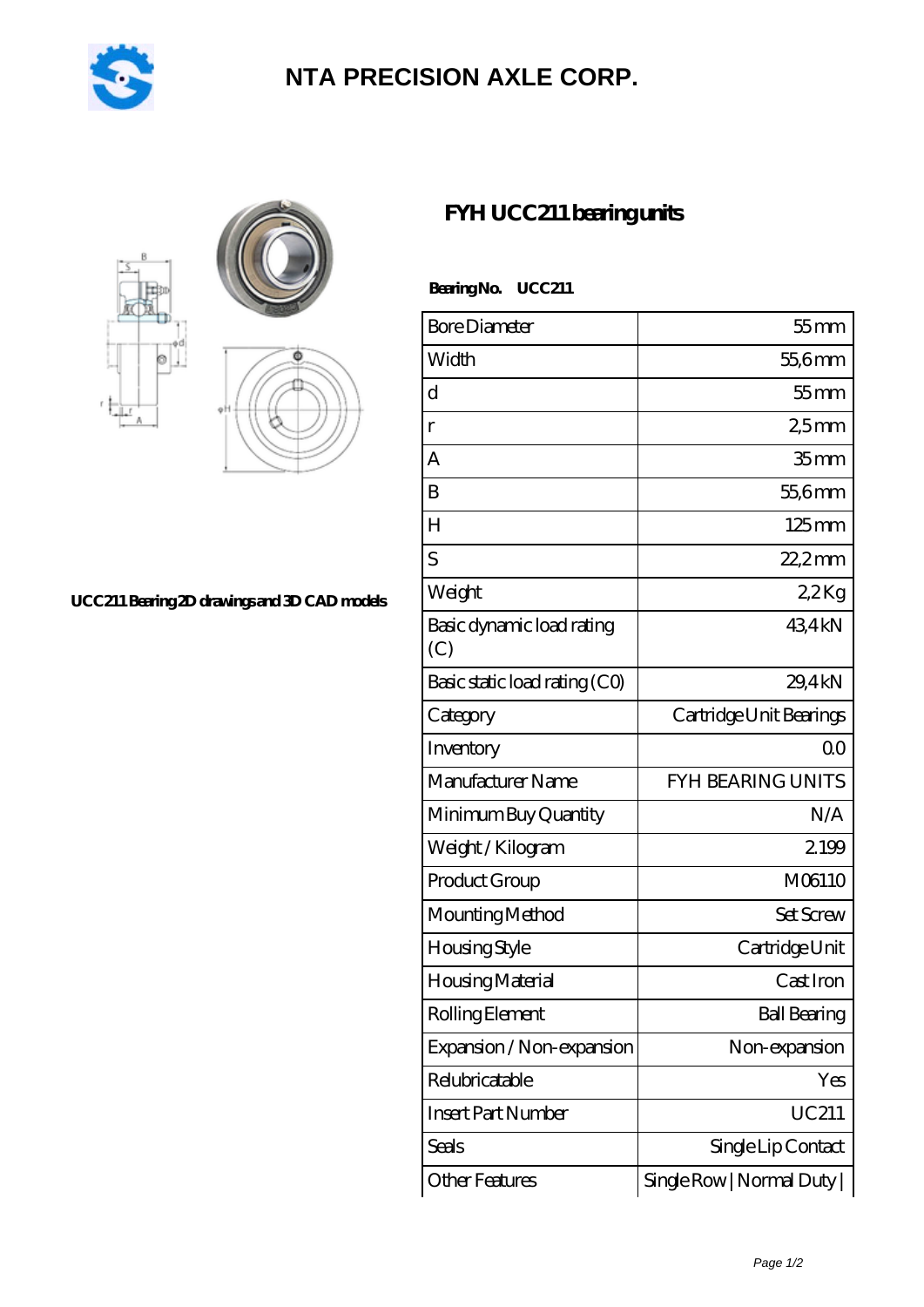# NTA PRECISION AXLE CORP.

UCC211 Bearing 2D drawings and 3D CAD models

## FYH UCC211 bearing units

**Bearing No. UCC211**

| Bore Diameter | 55 mm |
|---|---|
| Width | 55,6 mm |
| d | 55 mm |
| r | 2,5 mm |
| A | 35 mm |
| B | 55,6 mm |
| H | 125 mm |
| S | 22,2 mm |
| Weight | 2,2 Kg |
| Basic dynamic load rating (C) | 43,4 kN |
| Basic static load rating (C0) | 29,4 kN |
| Category | Cartridge Unit Bearings |
| Inventory | 0.0 |
| Manufacturer Name | FYH BEARING UNITS |
| Minimum Buy Quantity | N/A |
| Weight / Kilogram | 2.199 |
| Product Group | M06110 |
| Mounting Method | Set Screw |
| Housing Style | Cartridge Unit |
| Housing Material | Cast Iron |
| Rolling Element | Ball Bearing |
| Expansion / Non-expansion | Non-expansion |
| Relubricatable | Yes |
| Insert Part Number | UC211 |
| Seals | Single Lip Contact |
| Other Features | Single Row \| Normal Duty \| |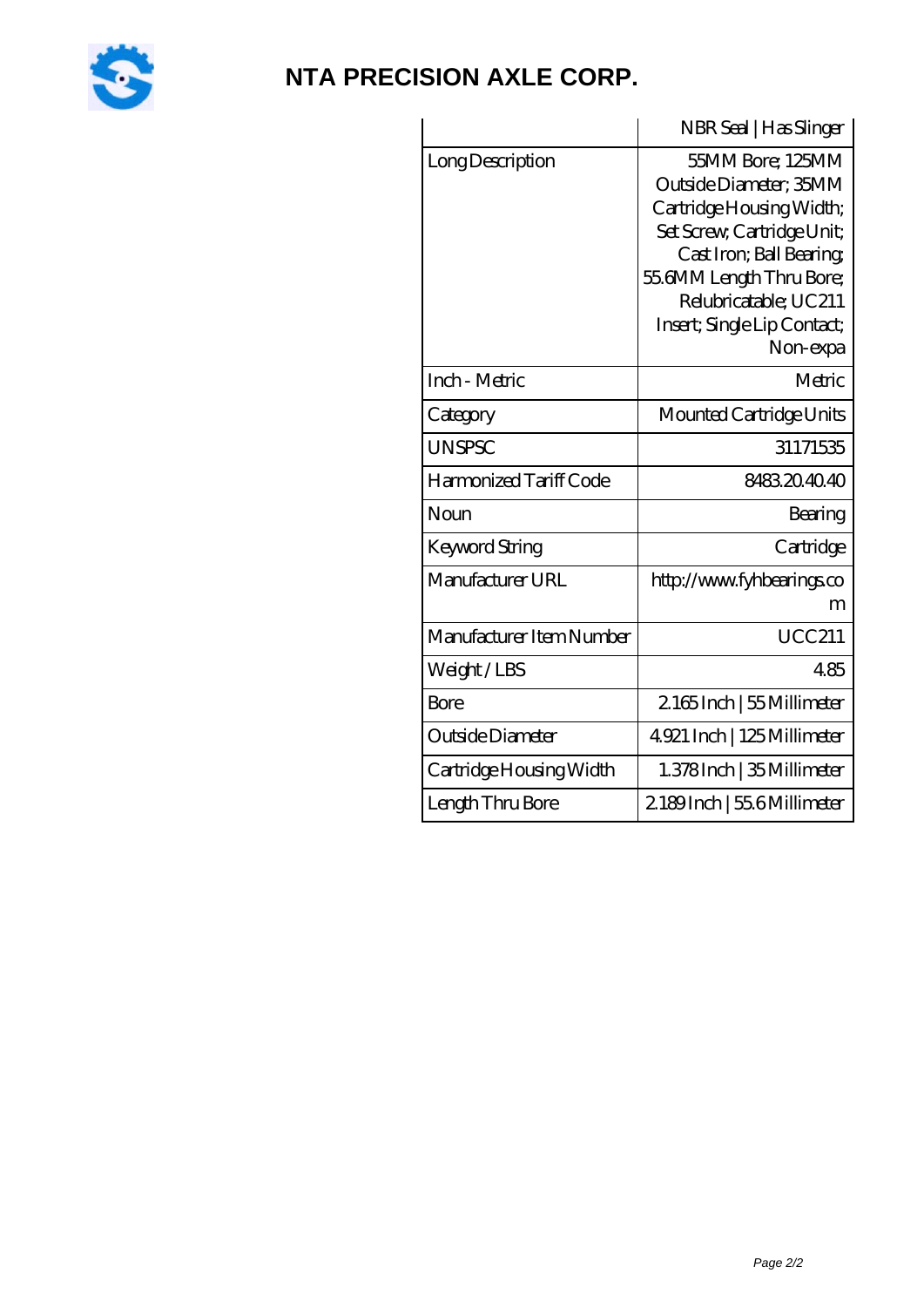| | |
|---|---|
| | NBR Seal \| Has Slinger |
| Long Description | 55MM Bore; 125MM Outside Diameter; 35MM Cartridge Housing Width; Set Screw; Cartridge Unit; Cast Iron; Ball Bearing; 55.6MM Length Thru Bore; Relubricatable; UC211 Insert; Single Lip Contact; Non-expa |
| Inch - Metric | Metric |
| Category | Mounted Cartridge Units |
| UNSPSC | 31171535 |
| Harmonized Tariff Code | 8483.20.40.40 |
| Noun | Bearing |
| Keyword String | Cartridge |
| Manufacturer URL | http://www.fyhbearings.com |
| Manufacturer Item Number | UCC211 |
| Weight / LBS | 4.85 |
| Bore | 2.165 Inch \| 55 Millimeter |
| Outside Diameter | 4.921 Inch \| 125 Millimeter |
| Cartridge Housing Width | 1.378 Inch \| 35 Millimeter |
| Length Thru Bore | 2.189 Inch \| 55.6 Millimeter |